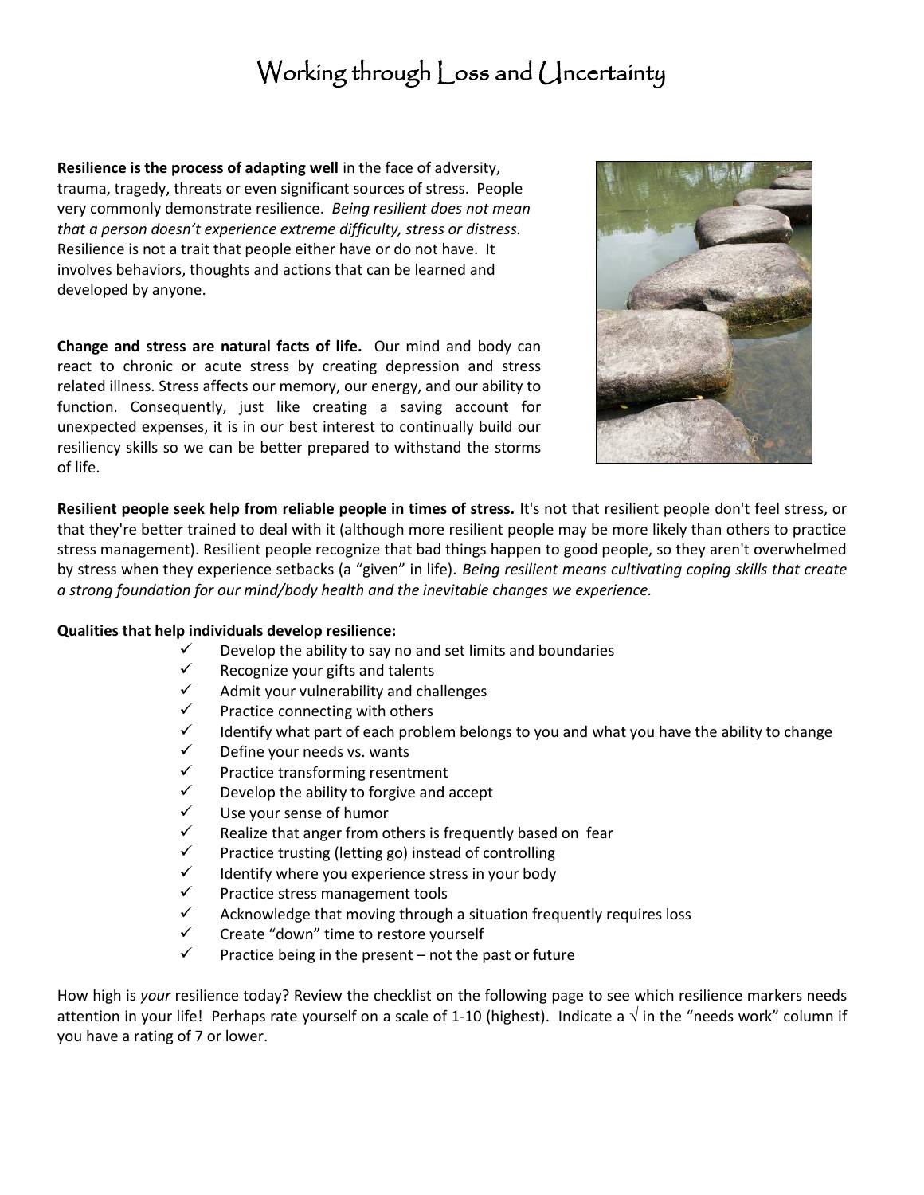# Working through Loss and Uncertainty

**Resilience is the process of adapting well** in the face of adversity, trauma, tragedy, threats or even significant sources of stress. People very commonly demonstrate resilience. *Being resilient does not mean that a person doesn't experience extreme difficulty, stress or distress.* Resilience is not a trait that people either have or do not have. It involves behaviors, thoughts and actions that can be learned and developed by anyone.

**Change and stress are natural facts of life.** Our mind and body can react to chronic or acute stress by creating depression and stress related illness. Stress affects our memory, our energy, and our ability to function. Consequently, just like creating a saving account for unexpected expenses, it is in our best interest to continually build our resiliency skills so we can be better prepared to withstand the storms of life.

**Resilient people seek help from reliable people in times of stress.** It's not that resilient people don't feel stress, or that they're better trained to deal with it (although more resilient people may be more likely than others to practice stress management). Resilient people recognize that bad things happen to good people, so they aren't overwhelmed by stress when they experience setbacks (a "given" in life). *Being resilient means cultivating coping skills that create a strong foundation for our mind/body health and the inevitable changes we experience.*

**Qualities that help individuals develop resilience:**

- ✓ Develop the ability to say no and set limits and boundaries
- ✓ Recognize your gifts and talents
- ✓ Admit your vulnerability and challenges
- ✓ Practice connecting with others
- ✓ Identify what part of each problem belongs to you and what you have the ability to change
- ✓ Define your needs vs. wants
- ✓ Practice transforming resentment
- ✓ Develop the ability to forgive and accept
- ✓ Use your sense of humor
- ✓ Realize that anger from others is frequently based on fear
- ✓ Practice trusting (letting go) instead of controlling
- ✓ Identify where you experience stress in your body
- ✓ Practice stress management tools
- ✓ Acknowledge that moving through a situation frequently requires loss
- ✓ Create "down" time to restore yourself
- ✓ Practice being in the present – not the past or future

How high is *your* resilience today? Review the checklist on the following page to see which resilience markers needs attention in your life! Perhaps rate yourself on a scale of 1-10 (highest). Indicate a √ in the "needs work" column if you have a rating of 7 or lower.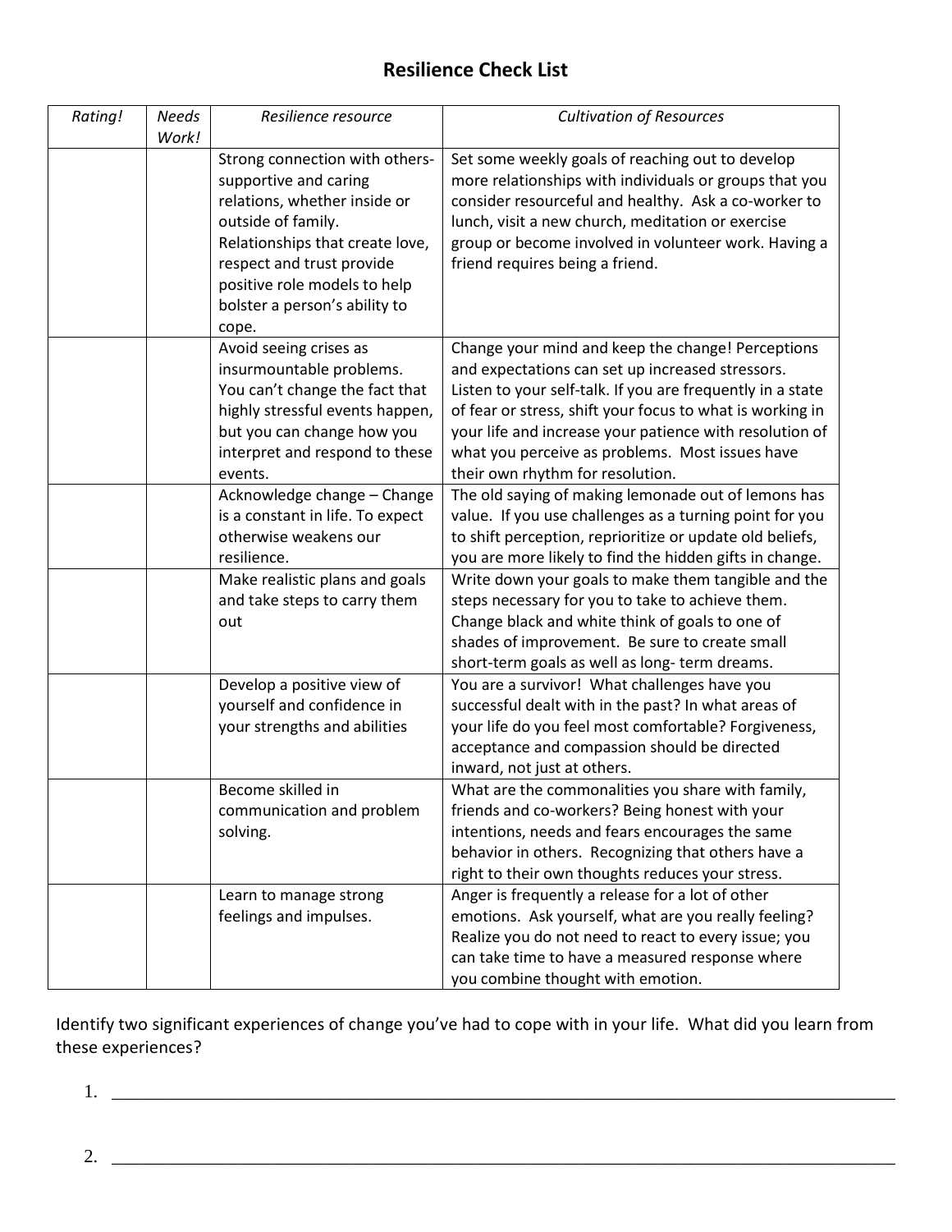# Resilience Check List

| *Rating!* | *Needs Work!* | *Resilience resource* | *Cultivation of Resources* |
|---|---|---|---|
| | | Strong connection with others- supportive and caring relations, whether inside or outside of family. Relationships that create love, respect and trust provide positive role models to help bolster a person's ability to cope. | Set some weekly goals of reaching out to develop more relationships with individuals or groups that you consider resourceful and healthy. Ask a co-worker to lunch, visit a new church, meditation or exercise group or become involved in volunteer work. Having a friend requires being a friend. |
| | | Avoid seeing crises as insurmountable problems. You can't change the fact that highly stressful events happen, but you can change how you interpret and respond to these events. | Change your mind and keep the change! Perceptions and expectations can set up increased stressors. Listen to your self-talk. If you are frequently in a state of fear or stress, shift your focus to what is working in your life and increase your patience with resolution of what you perceive as problems. Most issues have their own rhythm for resolution. |
| | | Acknowledge change – Change is a constant in life. To expect otherwise weakens our resilience. | The old saying of making lemonade out of lemons has value. If you use challenges as a turning point for you to shift perception, reprioritize or update old beliefs, you are more likely to find the hidden gifts in change. |
| | | Make realistic plans and goals and take steps to carry them out | Write down your goals to make them tangible and the steps necessary for you to take to achieve them. Change black and white think of goals to one of shades of improvement. Be sure to create small short-term goals as well as long- term dreams. |
| | | Develop a positive view of yourself and confidence in your strengths and abilities | You are a survivor! What challenges have you successful dealt with in the past? In what areas of your life do you feel most comfortable? Forgiveness, acceptance and compassion should be directed inward, not just at others. |
| | | Become skilled in communication and problem solving. | What are the commonalities you share with family, friends and co-workers? Being honest with your intentions, needs and fears encourages the same behavior in others. Recognizing that others have a right to their own thoughts reduces your stress. |
| | | Learn to manage strong feelings and impulses. | Anger is frequently a release for a lot of other emotions. Ask yourself, what are you really feeling? Realize you do not need to react to every issue; you can take time to have a measured response where you combine thought with emotion. |

Identify two significant experiences of change you've had to cope with in your life. What did you learn from these experiences?

1. ______________________________________________________________________________

2. ______________________________________________________________________________